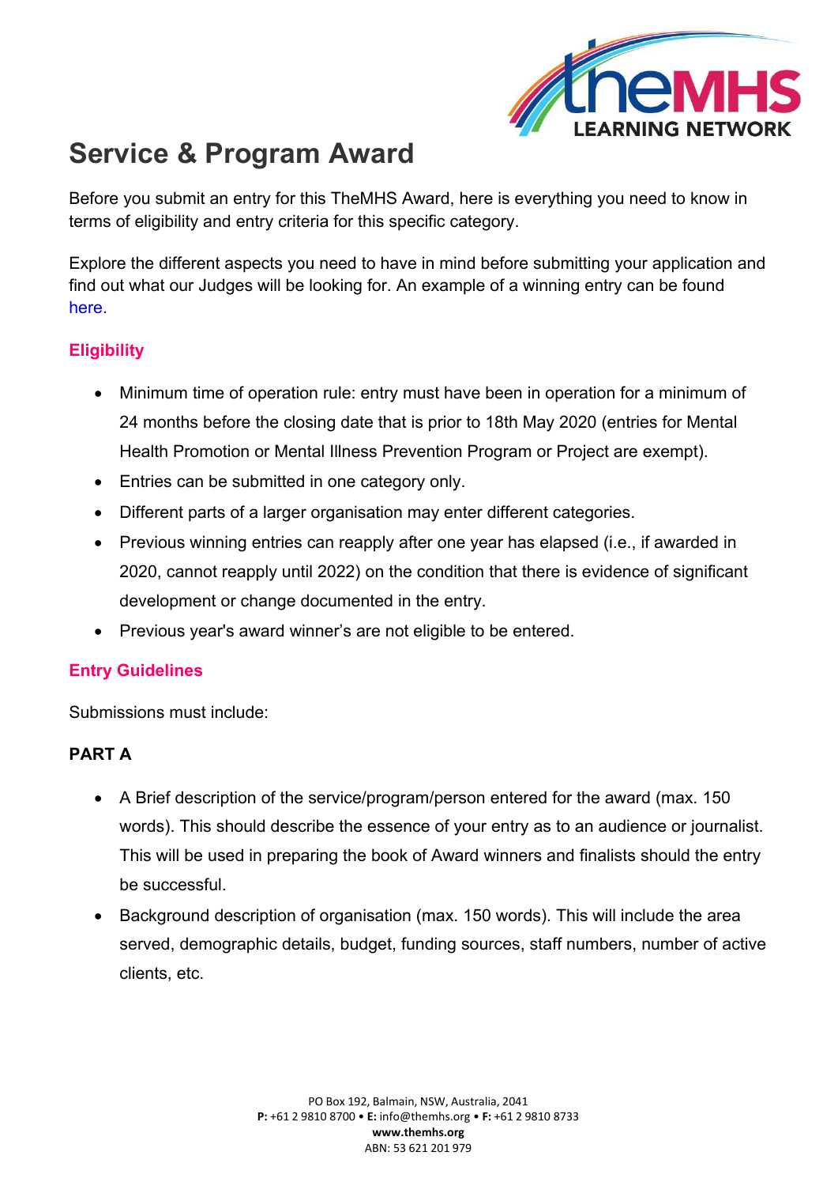# Service & Program Award

Before you submit an entry for this TheMHS Award, here is everything you need to know in terms of eligibility and entry criteria for this specific category.

Explore the different aspects you need to have in mind before submitting your application and find out what our Judges will be looking for. An example of a winning entry can be found here.

## Eligibility

- Minimum time of operation rule: entry must have been in operation for a minimum of 24 months before the closing date that is prior to 18th May 2020 (entries for Mental Health Promotion or Mental Illness Prevention Program or Project are exempt).
- Entries can be submitted in one category only.
- Different parts of a larger organisation may enter different categories.
- Previous winning entries can reapply after one year has elapsed (i.e., if awarded in 2020, cannot reapply until 2022) on the condition that there is evidence of significant development or change documented in the entry.
- Previous year's award winner's are not eligible to be entered.

## Entry Guidelines

Submissions must include:

### PART A

- A Brief description of the service/program/person entered for the award (max. 150 words). This should describe the essence of your entry as to an audience or journalist. This will be used in preparing the book of Award winners and finalists should the entry be successful.
- Background description of organisation (max. 150 words). This will include the area served, demographic details, budget, funding sources, staff numbers, number of active clients, etc.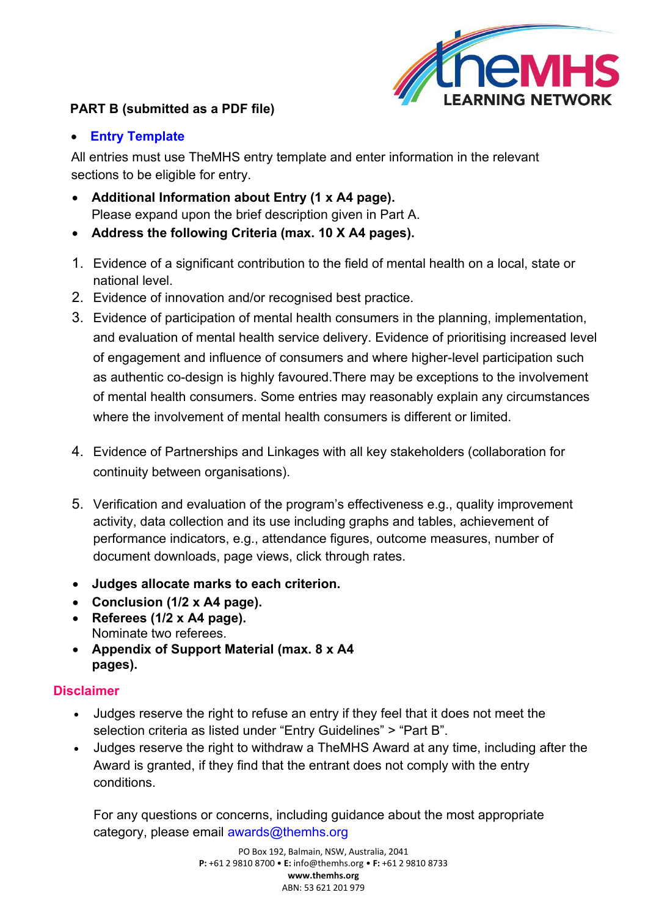**PART B (submitted as a PDF file)**

- **Entry Template**

All entries must use TheMHS entry template and enter information in the relevant sections to be eligible for entry.

- **Additional Information about Entry (1 x A4 page).**
  Please expand upon the brief description given in Part A.
- **Address the following Criteria (max. 10 X A4 pages).**

1. Evidence of a significant contribution to the field of mental health on a local, state or national level.
2. Evidence of innovation and/or recognised best practice.
3. Evidence of participation of mental health consumers in the planning, implementation, and evaluation of mental health service delivery. Evidence of prioritising increased level of engagement and influence of consumers and where higher-level participation such as authentic co-design is highly favoured.There may be exceptions to the involvement of mental health consumers. Some entries may reasonably explain any circumstances where the involvement of mental health consumers is different or limited.
4. Evidence of Partnerships and Linkages with all key stakeholders (collaboration for continuity between organisations).
5. Verification and evaluation of the program's effectiveness e.g., quality improvement activity, data collection and its use including graphs and tables, achievement of performance indicators, e.g., attendance figures, outcome measures, number of document downloads, page views, click through rates.

- **Judges allocate marks to each criterion.**
- **Conclusion (1/2 x A4 page).**
- **Referees (1/2 x A4 page).**
  Nominate two referees.
- **Appendix of Support Material (max. 8 x A4 pages).**

## Disclaimer

- Judges reserve the right to refuse an entry if they feel that it does not meet the selection criteria as listed under "Entry Guidelines" > "Part B".
- Judges reserve the right to withdraw a TheMHS Award at any time, including after the Award is granted, if they find that the entrant does not comply with the entry conditions.

For any questions or concerns, including guidance about the most appropriate category, please email awards@themhs.org

PO Box 192, Balmain, NSW, Australia, 2041
**P:** +61 2 9810 8700 • **E:** info@themhs.org • **F:** +61 2 9810 8733
**www.themhs.org**
ABN: 53 621 201 979